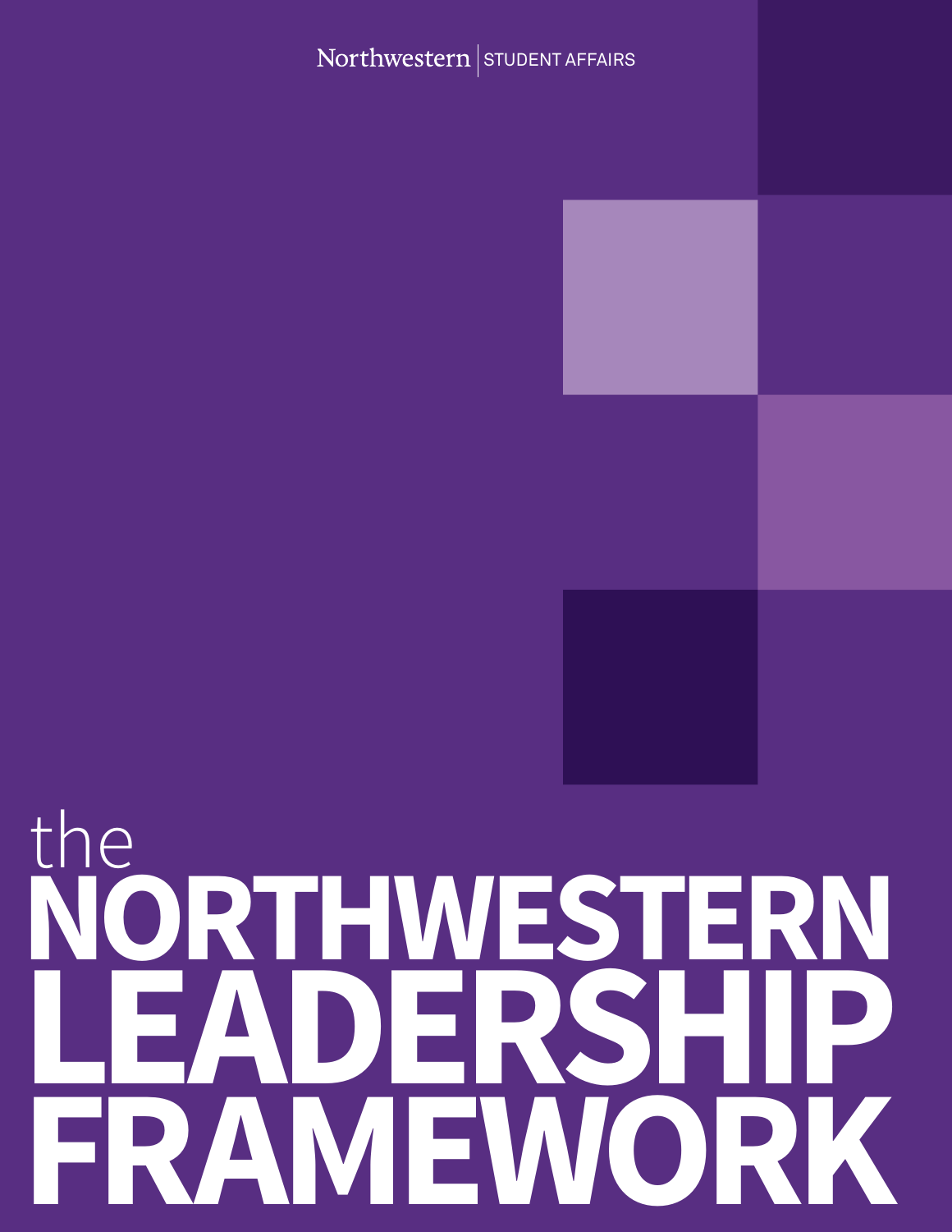Northwestern | STUDENT AFFAIRS

# the NORTHWESTERN LEADERSHIP FRAMEWORK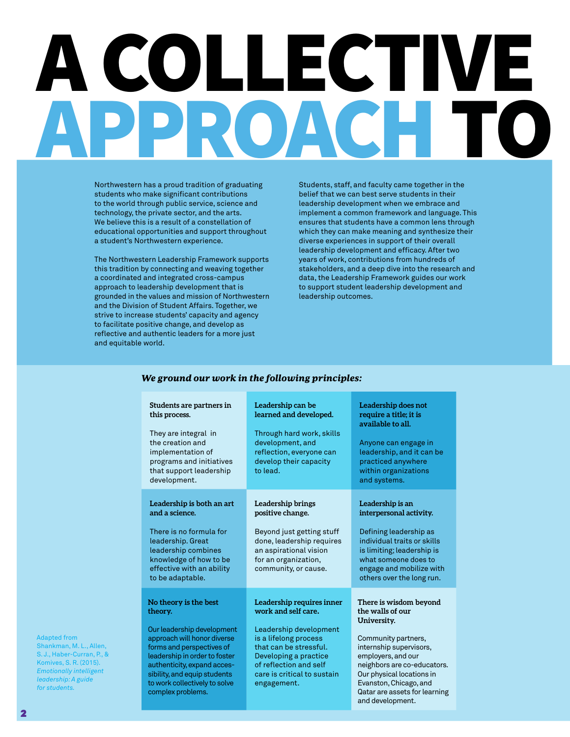# A COLLECTIVE APPROACH TO

Northwestern has a proud tradition of graduating students who make significant contributions to the world through public service, science and technology, the private sector, and the arts. We believe this is a result of a constellation of educational opportunities and support throughout a student's Northwestern experience.

The Northwestern Leadership Framework supports this tradition by connecting and weaving together a coordinated and integrated cross-campus approach to leadership development that is grounded in the values and mission of Northwestern and the Division of Student Affairs. Together, we strive to increase students' capacity and agency to facilitate positive change, and develop as reflective and authentic leaders for a more just and equitable world.

Students, staff, and faculty came together in the belief that we can best serve students in their leadership development when we embrace and implement a common framework and language. This ensures that students have a common lens through which they can make meaning and synthesize their diverse experiences in support of their overall leadership development and efficacy. After two years of work, contributions from hundreds of stakeholders, and a deep dive into the research and data, the Leadership Framework guides our work to support student leadership development and leadership outcomes.

***We ground our work in the following principles:***

**Students are partners in this process.**

They are integral in the creation and implementation of programs and initiatives that support leadership development.

**Leadership can be learned and developed.**

Through hard work, skills development, and reflection, everyone can develop their capacity to lead.

**Leadership does not require a title; it is available to all.**

Anyone can engage in leadership, and it can be practiced anywhere within organizations and systems.

**Leadership is both an art and a science.**

There is no formula for leadership. Great leadership combines knowledge of how to be effective with an ability to be adaptable.

**Leadership brings positive change.**

Beyond just getting stuff done, leadership requires an aspirational vision for an organization, community, or cause.

**Leadership is an interpersonal activity.**

Defining leadership as individual traits or skills is limiting; leadership is what someone does to engage and mobilize with others over the long run.

**No theory is the best theory.**

Our leadership development approach will honor diverse forms and perspectives of leadership in order to foster authenticity, expand accessibility, and equip students to work collectively to solve complex problems.

**Leadership requires inner work and self care.**

Leadership development is a lifelong process that can be stressful. Developing a practice of reflection and self care is critical to sustain engagement.

**There is wisdom beyond the walls of our University.**

Community partners, internship supervisors, employers, and our neighbors are co-educators. Our physical locations in Evanston, Chicago, and Qatar are assets for learning and development.

Adapted from Shankman, M. L., Allen, S. J., Haber-Curran, P., & Komives, S. R. (2015). *Emotionally intelligent leadership: A guide for students.*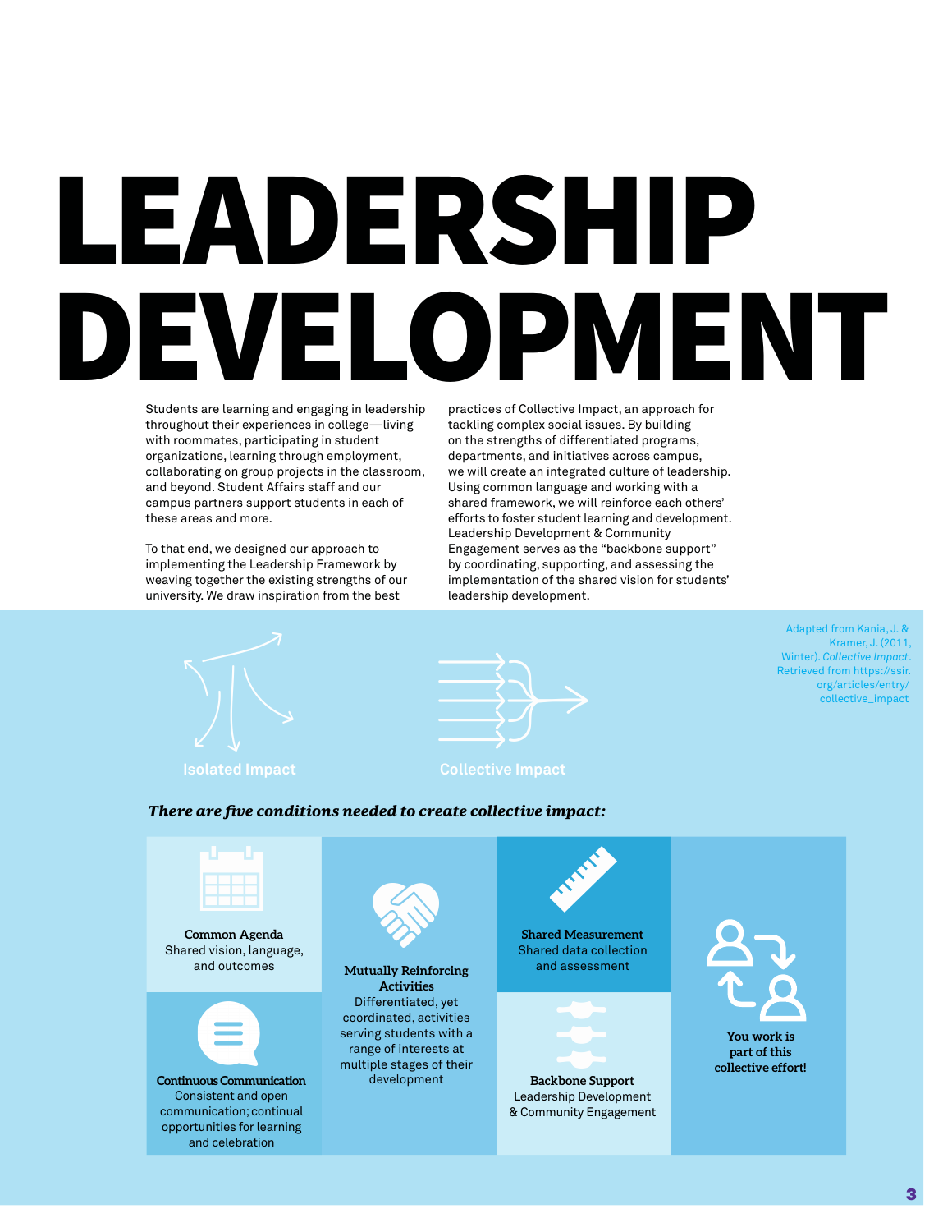# LEADERSHIP DEVELOPMENT

Students are learning and engaging in leadership throughout their experiences in college—living with roommates, participating in student organizations, learning through employment, collaborating on group projects in the classroom, and beyond. Student Affairs staff and our campus partners support students in each of these areas and more.

To that end, we designed our approach to implementing the Leadership Framework by weaving together the existing strengths of our university. We draw inspiration from the best practices of Collective Impact, an approach for tackling complex social issues. By building on the strengths of differentiated programs, departments, and initiatives across campus, we will create an integrated culture of leadership. Using common language and working with a shared framework, we will reinforce each others' efforts to foster student learning and development. Leadership Development & Community Engagement serves as the "backbone support" by coordinating, supporting, and assessing the implementation of the shared vision for students' leadership development.

Isolated Impact

Collective Impact

Adapted from Kania, J. & Kramer, J. (2011, Winter). *Collective Impact*. Retrieved from https://ssir.org/articles/entry/collective_impact

***There are five conditions needed to create collective impact:***

**Common Agenda**
Shared vision, language, and outcomes

**Continuous Communication**
Consistent and open communication; continual opportunities for learning and celebration

**Mutually Reinforcing Activities**
Differentiated, yet coordinated, activities serving students with a range of interests at multiple stages of their development

**Shared Measurement**
Shared data collection and assessment

**Backbone Support**
Leadership Development & Community Engagement

**You work is part of this collective effort!**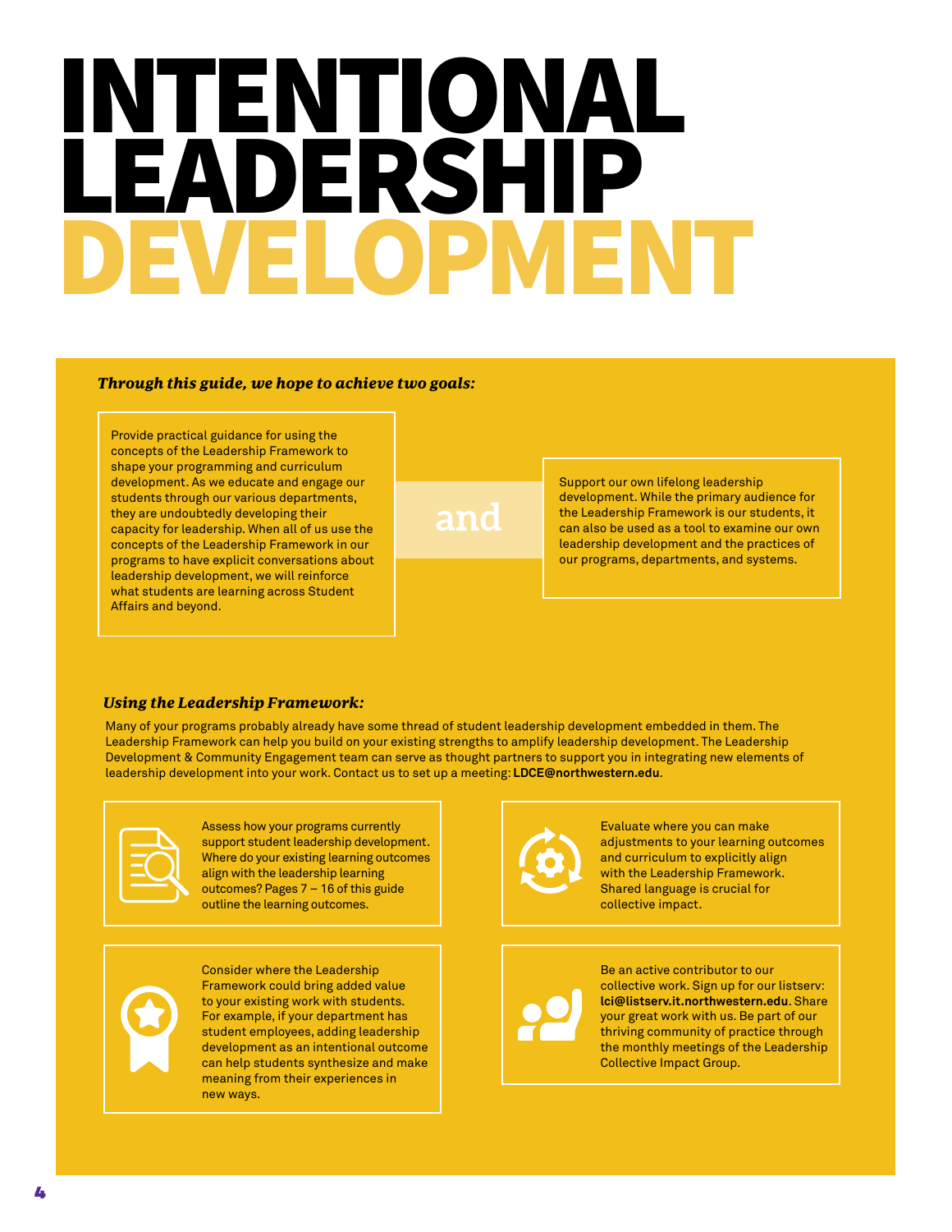# INTENTIONAL LEADERSHIP DEVELOPMENT

***Through this guide, we hope to achieve two goals:***

Provide practical guidance for using the concepts of the Leadership Framework to shape your programming and curriculum development. As we educate and engage our students through our various departments, they are undoubtedly developing their capacity for leadership. When all of us use the concepts of the Leadership Framework in our programs to have explicit conversations about leadership development, we will reinforce what students are learning across Student Affairs and beyond.

**and**

Support our own lifelong leadership development. While the primary audience for the Leadership Framework is our students, it can also be used as a tool to examine our own leadership development and the practices of our programs, departments, and systems.

***Using the Leadership Framework:***

Many of your programs probably already have some thread of student leadership development embedded in them. The Leadership Framework can help you build on your existing strengths to amplify leadership development. The Leadership Development & Community Engagement team can serve as thought partners to support you in integrating new elements of leadership development into your work. Contact us to set up a meeting: **LDCE@northwestern.edu**.

- Assess how your programs currently support student leadership development. Where do your existing learning outcomes align with the leadership learning outcomes? Pages 7 – 16 of this guide outline the learning outcomes.

- Evaluate where you can make adjustments to your learning outcomes and curriculum to explicitly align with the Leadership Framework. Shared language is crucial for collective impact.

- Consider where the Leadership Framework could bring added value to your existing work with students. For example, if your department has student employees, adding leadership development as an intentional outcome can help students synthesize and make meaning from their experiences in new ways.

- Be an active contributor to our collective work. Sign up for our listserv: **lci@listserv.it.northwestern.edu**. Share your great work with us. Be part of our thriving community of practice through the monthly meetings of the Leadership Collective Impact Group.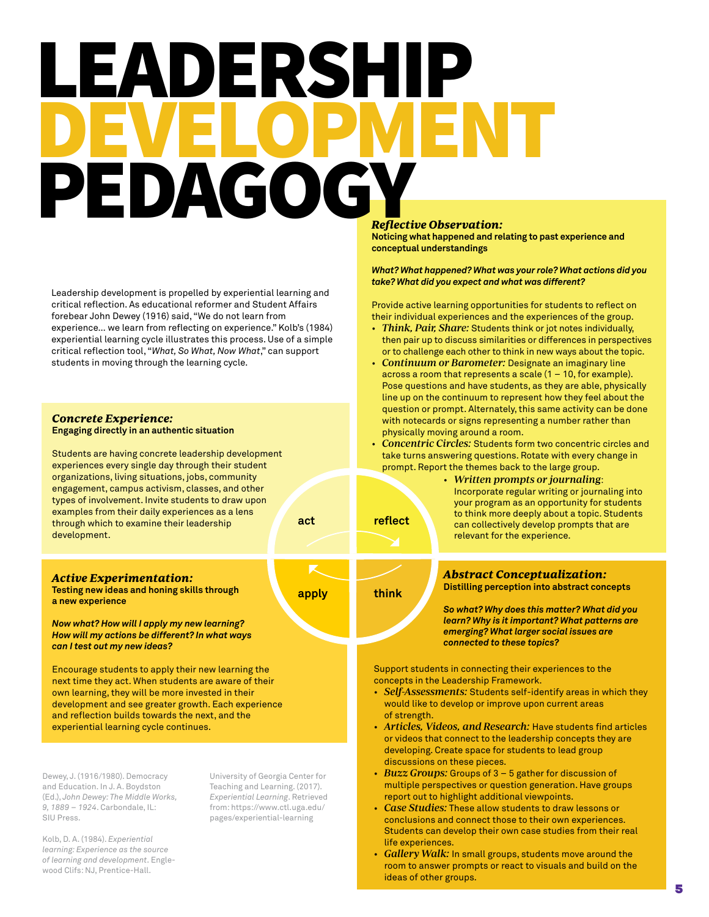# LEADERSHIP DEVELOPMENT PEDAGOGY

Leadership development is propelled by experiential learning and critical reflection. As educational reformer and Student Affairs forebear John Dewey (1916) said, "We do not learn from experience... we learn from reflecting on experience." Kolb's (1984) experiential learning cycle illustrates this process. Use of a simple critical reflection tool, "*What, So What, Now What*," can support students in moving through the learning cycle.

### *Concrete Experience:*

**Engaging directly in an authentic situation**

Students are having concrete leadership development experiences every single day through their student organizations, living situations, jobs, community engagement, campus activism, classes, and other types of involvement. Invite students to draw upon examples from their daily experiences as a lens through which to examine their leadership development.

### *Reflective Observation:*

**Noticing what happened and relating to past experience and conceptual understandings**

***What? What happened? What was your role? What actions did you take? What did you expect and what was different?***

Provide active learning opportunities for students to reflect on their individual experiences and the experiences of the group.

- ***Think, Pair, Share:*** Students think or jot notes individually, then pair up to discuss similarities or differences in perspectives or to challenge each other to think in new ways about the topic.
- ***Continuum or Barometer:*** Designate an imaginary line across a room that represents a scale (1 – 10, for example). Pose questions and have students, as they are able, physically line up on the continuum to represent how they feel about the question or prompt. Alternately, this same activity can be done with notecards or signs representing a number rather than physically moving around a room.
- ***Concentric Circles:*** Students form two concentric circles and take turns answering questions. Rotate with every change in prompt. Report the themes back to the large group.
- ***Written prompts or journaling***: Incorporate regular writing or journaling into your program as an opportunity for students to think more deeply about a topic. Students can collectively develop prompts that are relevant for the experience.

act → reflect → think → apply

### *Abstract Conceptualization:*

**Distilling perception into abstract concepts**

***So what? Why does this matter? What did you learn? Why is it important? What patterns are emerging? What larger social issues are connected to these topics?***

Support students in connecting their experiences to the concepts in the Leadership Framework.

- ***Self-Assessments:*** Students self-identify areas in which they would like to develop or improve upon current areas of strength.
- ***Articles, Videos, and Research:*** Have students find articles or videos that connect to the leadership concepts they are developing. Create space for students to lead group discussions on these pieces.
- ***Buzz Groups:*** Groups of 3 – 5 gather for discussion of multiple perspectives or question generation. Have groups report out to highlight additional viewpoints.
- ***Case Studies:*** These allow students to draw lessons or conclusions and connect those to their own experiences. Students can develop their own case studies from their real life experiences.
- ***Gallery Walk:*** In small groups, students move around the room to answer prompts or react to visuals and build on the ideas of other groups.

### *Active Experimentation:*

**Testing new ideas and honing skills through a new experience**

***Now what? How will I apply my new learning? How will my actions be different? In what ways can I test out my new ideas?***

Encourage students to apply their new learning the next time they act. When students are aware of their own learning, they will be more invested in their development and see greater growth. Each experience and reflection builds towards the next, and the experiential learning cycle continues.

Dewey, J. (1916/1980). Democracy and Education. In J. A. Boydston (Ed.), *John Dewey: The Middle Works, 9, 1889 – 1924*. Carbondale, IL: SIU Press.

Kolb, D. A. (1984). *Experiential learning: Experience as the source of learning and development*. Englewood Clifs: NJ, Prentice-Hall.

University of Georgia Center for Teaching and Learning. (2017). *Experiential Learning*. Retrieved from: https://www.ctl.uga.edu/pages/experiential-learning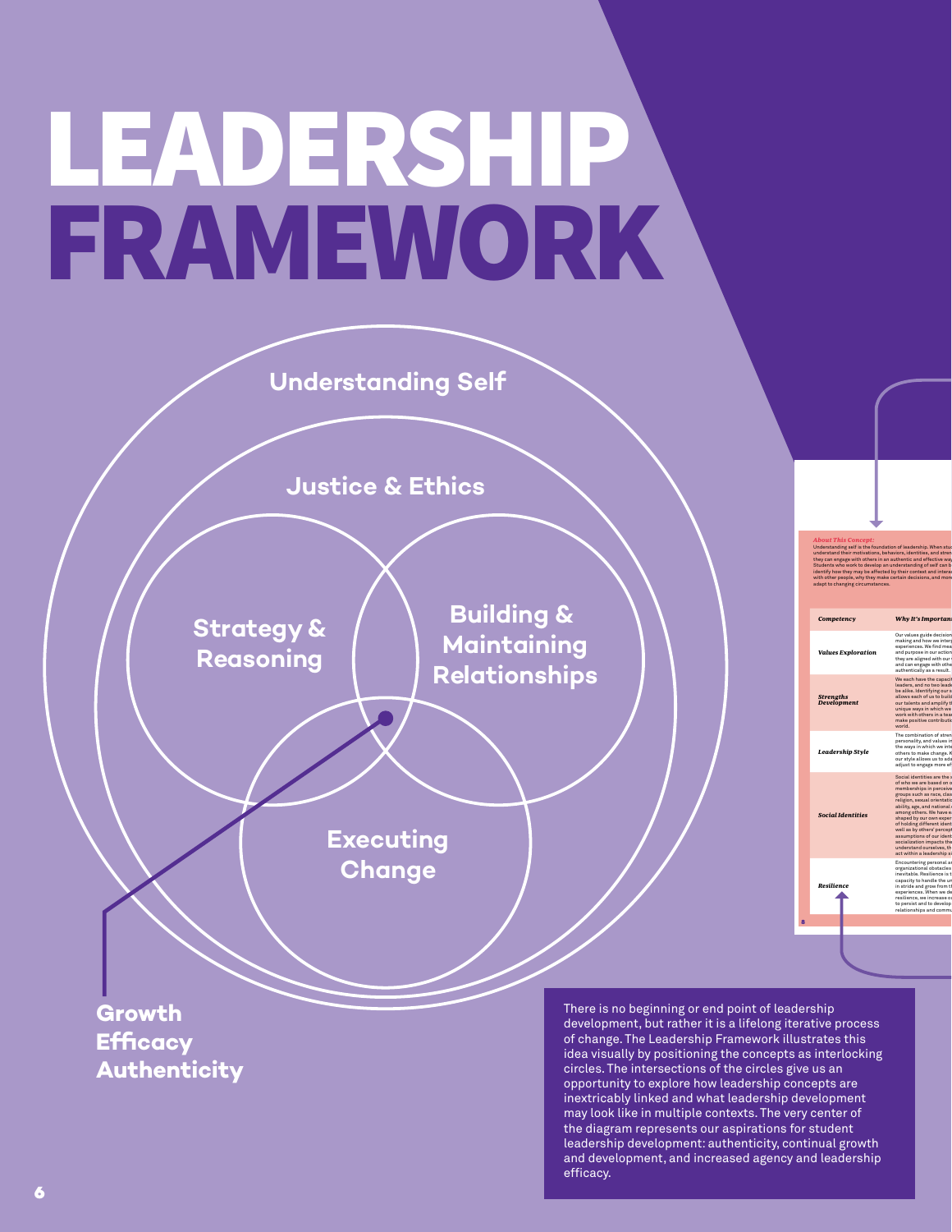# LEADERSHIP FRAMEWORK

Understanding Self

Justice & Ethics

Strategy & Reasoning

Building & Maintaining Relationships

Executing Change

**Growth**
**Efficacy**
**Authenticity**

There is no beginning or end point of leadership development, but rather it is a lifelong iterative process of change. The Leadership Framework illustrates this idea visually by positioning the concepts as interlocking circles. The intersections of the circles give us an opportunity to explore how leadership concepts are inextricably linked and what leadership development may look like in multiple contexts. The very center of the diagram represents our aspirations for student leadership development: authenticity, continual growth and development, and increased agency and leadership efficacy.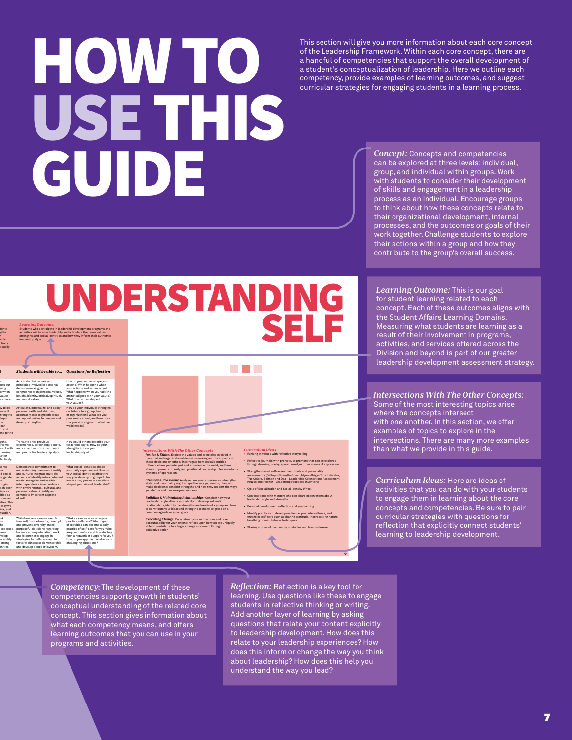# HOW TO USE THIS GUIDE

This section will give you more information about each core concept of the Leadership Framework. Within each core concept, there are a handful of competencies that support the overall development of a student's conceptualization of leadership. Here we outline each competency, provide examples of learning outcomes, and suggest curricular strategies for engaging students in a learning process.

*Concept:* Concepts and competencies can be explored at three levels: individual, group, and individual within groups. Work with students to consider their development of skills and engagement in a leadership process as an individual. Encourage groups to think about how these concepts relate to their organizational development, internal processes, and the outcomes or goals of their work together. Challenge students to explore their actions within a group and how they contribute to the group's overall success.

*Learning Outcome:* This is our goal for student learning related to each concept. Each of these outcomes aligns with the Student Affairs Learning Domains. Measuring what students are learning as a result of their involvement in programs, activities, and services offered across the Division and beyond is part of our greater leadership development assessment strategy.

*Intersections With The Other Concepts:* Some of the most interesting topics arise where the concepts intersect with one another. In this section, we offer examples of topics to explore in the intersections. There are many more examples than what we provide in this guide.

*Curriculum Ideas:* Here are ideas of activities that you can do with your students to engage them in learning about the core concepts and competencies. Be sure to pair curricular strategies with questions for reflection that explicitly connect students' learning to leadership development.

*Competency:* The development of these competencies supports growth in students' conceptual understanding of the related core concept. This section gives information about what each competency means, and offers learning outcomes that you can use in your programs and activities.

*Reflection:* Reflection is a key tool for learning. Use questions like these to engage students in reflective thinking or writing. Add another layer of learning by asking questions that relate your content explicitly to leadership development. How does this relate to your leadership experiences? How does this inform or change the way you think about leadership? How does this help you understand the way you lead?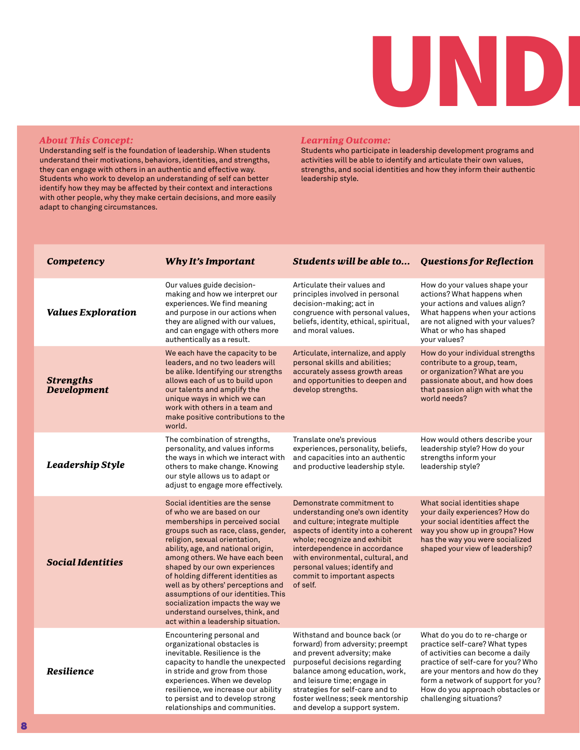# UNDI

***About This Concept:***
Understanding self is the foundation of leadership. When students understand their motivations, behaviors, identities, and strengths, they can engage with others in an authentic and effective way. Students who work to develop an understanding of self can better identify how they may be affected by their context and interactions with other people, why they make certain decisions, and more easily adapt to changing circumstances.

***Learning Outcome:***
Students who participate in leadership development programs and activities will be able to identify and articulate their own values, strengths, and social identities and how they inform their authentic leadership style.

| ***Competency*** | ***Why It's Important*** | ***Students will be able to...*** | ***Questions for Reflection*** |
|---|---|---|---|
| ***Values Exploration*** | Our values guide decision-making and how we interpret our experiences. We find meaning and purpose in our actions when they are aligned with our values, and can engage with others more authentically as a result. | Articulate their values and principles involved in personal decision-making; act in congruence with personal values, beliefs, identity, ethical, spiritual, and moral values. | How do your values shape your actions? What happens when your actions and values align? What happens when your actions are not aligned with your values? What or who has shaped your values? |
| ***Strengths Development*** | We each have the capacity to be leaders, and no two leaders will be alike. Identifying our strengths allows each of us to build upon our talents and amplify the unique ways in which we can work with others in a team and make positive contributions to the world. | Articulate, internalize, and apply personal skills and abilities; accurately assess growth areas and opportunities to deepen and develop strengths. | How do your individual strengths contribute to a group, team, or organization? What are you passionate about, and how does that passion align with what the world needs? |
| ***Leadership Style*** | The combination of strengths, personality, and values informs the ways in which we interact with others to make change. Knowing our style allows us to adapt or adjust to engage more effectively. | Translate one's previous experiences, personality, beliefs, and capacities into an authentic and productive leadership style. | How would others describe your leadership style? How do your strengths inform your leadership style? |
| ***Social Identities*** | Social identities are the sense of who we are based on our memberships in perceived social groups such as race, class, gender, religion, sexual orientation, ability, age, and national origin, among others. We have each been shaped by our own experiences of holding different identities as well as by others' perceptions and assumptions of our identities. This socialization impacts the way we understand ourselves, think, and act within a leadership situation. | Demonstrate commitment to understanding one's own identity and culture; integrate multiple aspects of identity into a coherent whole; recognize and exhibit interdependence in accordance with environmental, cultural, and personal values; identify and commit to important aspects of self. | What social identities shape your daily experiences? How do your social identities affect the way you show up in groups? How has the way you were socialized shaped your view of leadership? |
| ***Resilience*** | Encountering personal and organizational obstacles is inevitable. Resilience is the capacity to handle the unexpected in stride and grow from those experiences. When we develop resilience, we increase our ability to persist and to develop strong relationships and communities. | Withstand and bounce back (or forward) from adversity; preempt and prevent adversity; make purposeful decisions regarding balance among education, work, and leisure time; engage in strategies for self-care and to foster wellness; seek mentorship and develop a support system. | What do you do to re-charge or practice self-care? What types of activities can become a daily practice of self-care for you? Who are your mentors and how do they form a network of support for you? How do you approach obstacles or challenging situations? |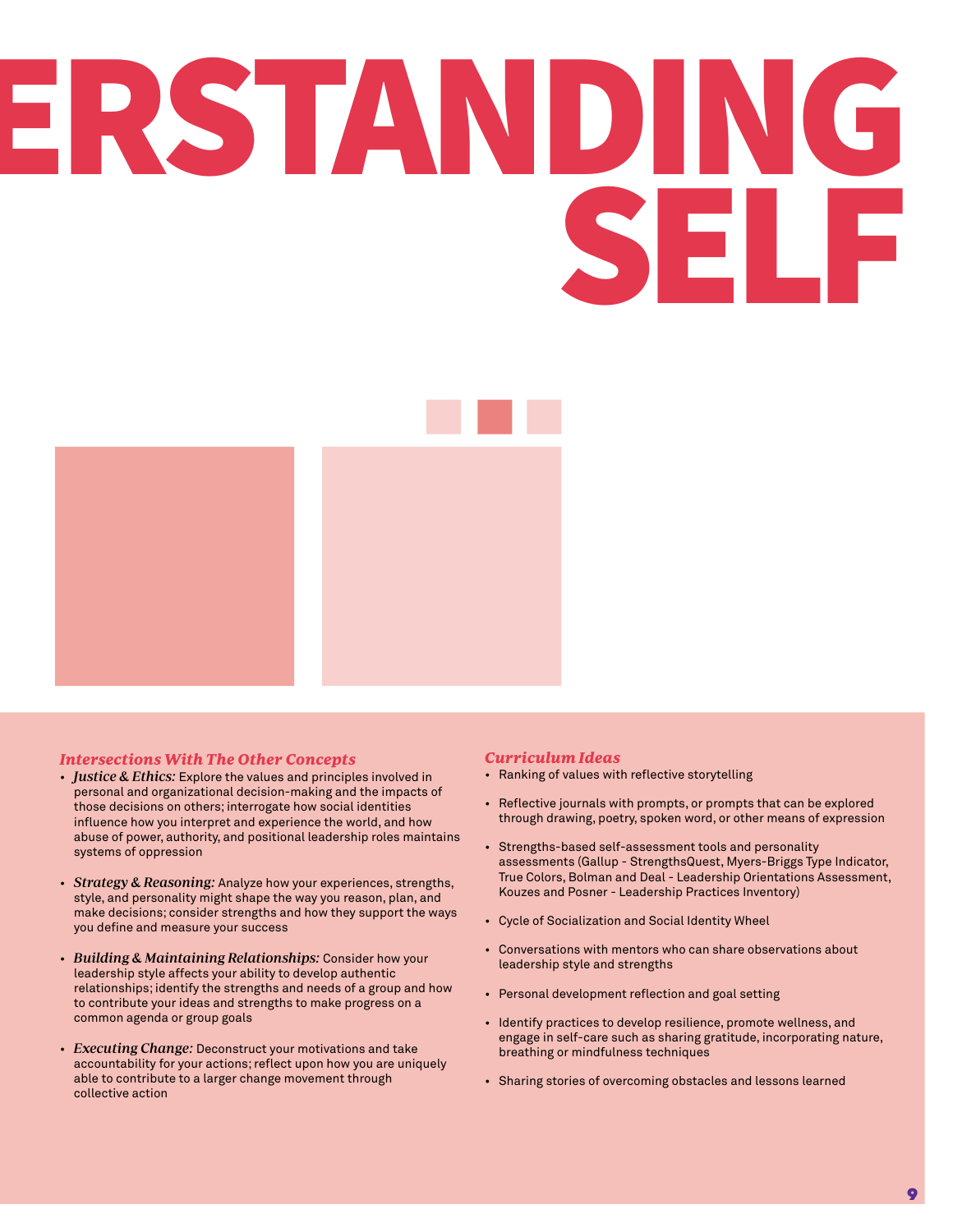# ERSTANDING SELF

### *Intersections With The Other Concepts*

- ***Justice & Ethics:*** Explore the values and principles involved in personal and organizational decision-making and the impacts of those decisions on others; interrogate how social identities influence how you interpret and experience the world, and how abuse of power, authority, and positional leadership roles maintains systems of oppression
- ***Strategy & Reasoning:*** Analyze how your experiences, strengths, style, and personality might shape the way you reason, plan, and make decisions; consider strengths and how they support the ways you define and measure your success
- ***Building & Maintaining Relationships:*** Consider how your leadership style affects your ability to develop authentic relationships; identify the strengths and needs of a group and how to contribute your ideas and strengths to make progress on a common agenda or group goals
- ***Executing Change:*** Deconstruct your motivations and take accountability for your actions; reflect upon how you are uniquely able to contribute to a larger change movement through collective action

### *Curriculum Ideas*

- Ranking of values with reflective storytelling
- Reflective journals with prompts, or prompts that can be explored through drawing, poetry, spoken word, or other means of expression
- Strengths-based self-assessment tools and personality assessments (Gallup - StrengthsQuest, Myers-Briggs Type Indicator, True Colors, Bolman and Deal - Leadership Orientations Assessment, Kouzes and Posner - Leadership Practices Inventory)
- Cycle of Socialization and Social Identity Wheel
- Conversations with mentors who can share observations about leadership style and strengths
- Personal development reflection and goal setting
- Identify practices to develop resilience, promote wellness, and engage in self-care such as sharing gratitude, incorporating nature, breathing or mindfulness techniques
- Sharing stories of overcoming obstacles and lessons learned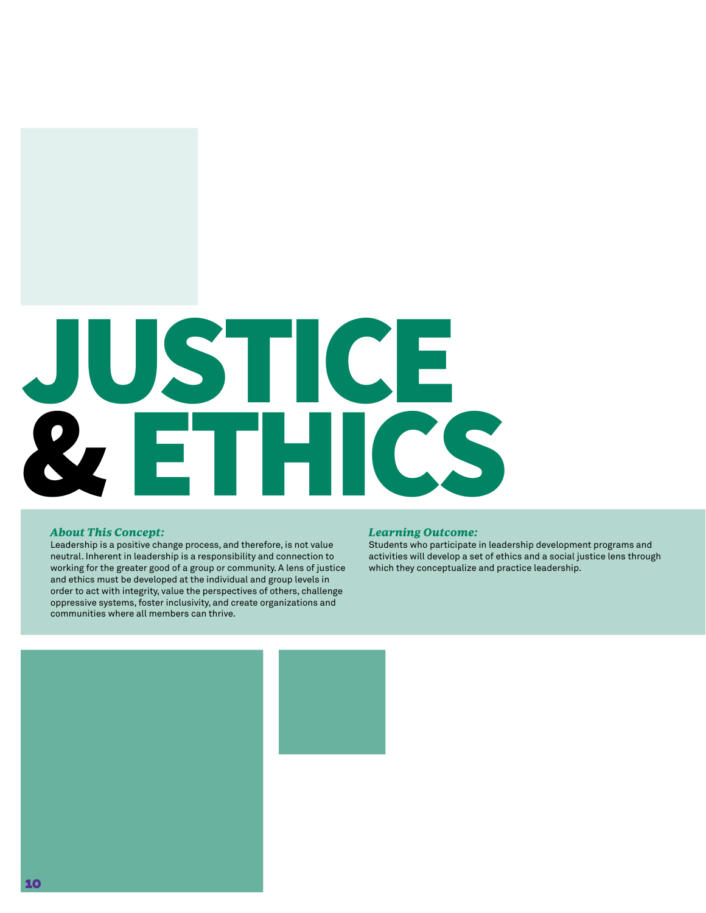# JUSTICE & ETHICS

***About This Concept:***

Leadership is a positive change process, and therefore, is not value neutral. Inherent in leadership is a responsibility and connection to working for the greater good of a group or community. A lens of justice and ethics must be developed at the individual and group levels in order to act with integrity, value the perspectives of others, challenge oppressive systems, foster inclusivity, and create organizations and communities where all members can thrive.

***Learning Outcome:***

Students who participate in leadership development programs and activities will develop a set of ethics and a social justice lens through which they conceptualize and practice leadership.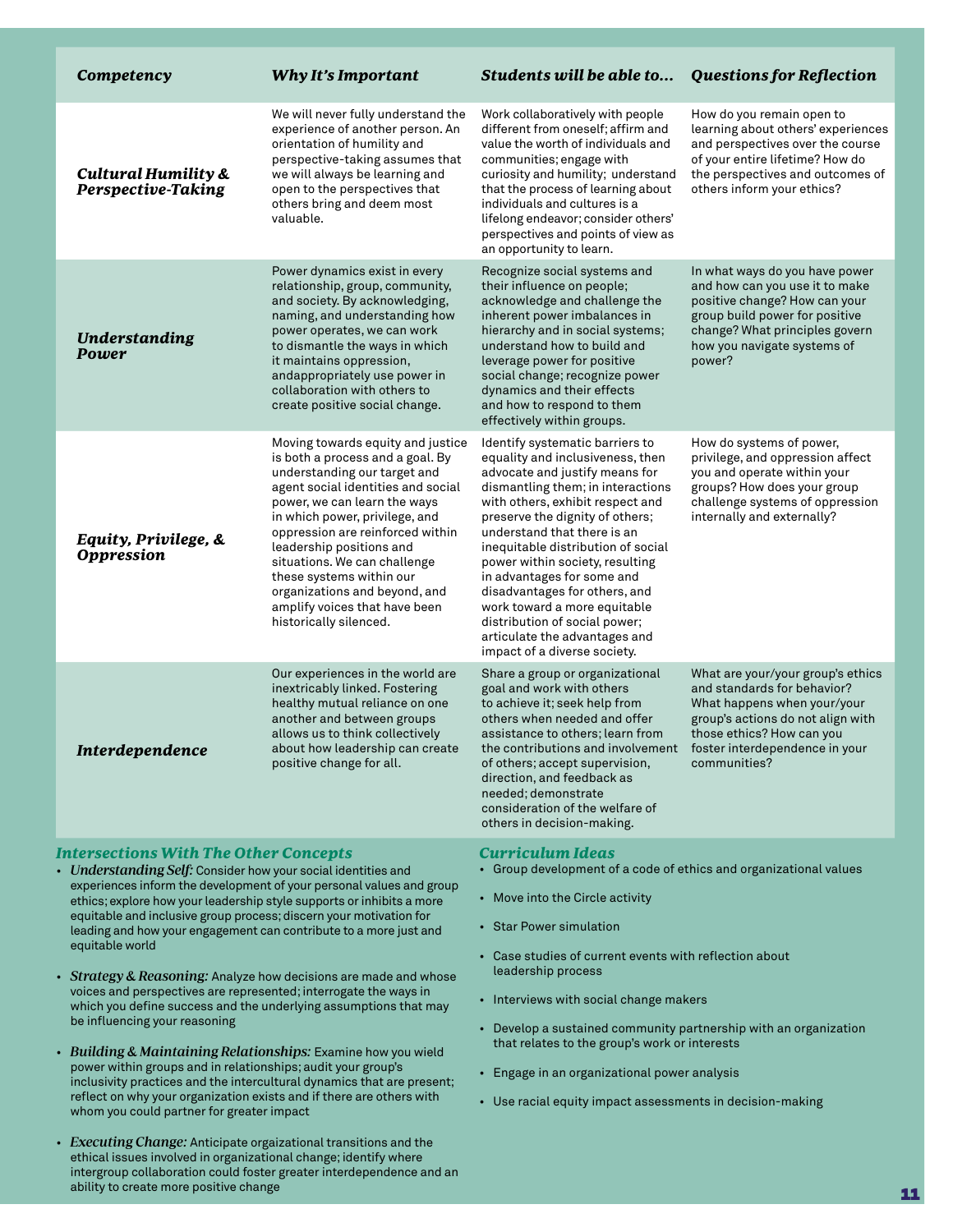| *Competency* | *Why It's Important* | *Students will be able to...* | *Questions for Reflection* |
|---|---|---|---|
| ***Cultural Humility & Perspective-Taking*** | We will never fully understand the experience of another person. An orientation of humility and perspective-taking assumes that we will always be learning and open to the perspectives that others bring and deem most valuable. | Work collaboratively with people different from oneself; affirm and value the worth of individuals and communities; engage with curiosity and humility; understand that the process of learning about individuals and cultures is a lifelong endeavor; consider others' perspectives and points of view as an opportunity to learn. | How do you remain open to learning about others' experiences and perspectives over the course of your entire lifetime? How do the perspectives and outcomes of others inform your ethics? |
| ***Understanding Power*** | Power dynamics exist in every relationship, group, community, and society. By acknowledging, naming, and understanding how power operates, we can work to dismantle the ways in which it maintains oppression, andappropriately use power in collaboration with others to create positive social change. | Recognize social systems and their influence on people; acknowledge and challenge the inherent power imbalances in hierarchy and in social systems; understand how to build and leverage power for positive social change; recognize power dynamics and their effects and how to respond to them effectively within groups. | In what ways do you have power and how can you use it to make positive change? How can your group build power for positive change? What principles govern how you navigate systems of power? |
| ***Equity, Privilege, & Oppression*** | Moving towards equity and justice is both a process and a goal. By understanding our target and agent social identities and social power, we can learn the ways in which power, privilege, and oppression are reinforced within leadership positions and situations. We can challenge these systems within our organizations and beyond, and amplify voices that have been historically silenced. | Identify systematic barriers to equality and inclusiveness, then advocate and justify means for dismantling them; in interactions with others, exhibit respect and preserve the dignity of others; understand that there is an inequitable distribution of social power within society, resulting in advantages for some and disadvantages for others, and work toward a more equitable distribution of social power; articulate the advantages and impact of a diverse society. | How do systems of power, privilege, and oppression affect you and operate within your groups? How does your group challenge systems of oppression internally and externally? |
| ***Interdependence*** | Our experiences in the world are inextricably linked. Fostering healthy mutual reliance on one another and between groups allows us to think collectively about how leadership can create positive change for all. | Share a group or organizational goal and work with others to achieve it; seek help from others when needed and offer assistance to others; learn from the contributions and involvement of others; accept supervision, direction, and feedback as needed; demonstrate consideration of the welfare of others in decision-making. | What are your/your group's ethics and standards for behavior? What happens when your/your group's actions do not align with those ethics? How can you foster interdependence in your communities? |

### *Intersections With The Other Concepts*

- ***Understanding Self:*** Consider how your social identities and experiences inform the development of your personal values and group ethics; explore how your leadership style supports or inhibits a more equitable and inclusive group process; discern your motivation for leading and how your engagement can contribute to a more just and equitable world
- ***Strategy & Reasoning:*** Analyze how decisions are made and whose voices and perspectives are represented; interrogate the ways in which you define success and the underlying assumptions that may be influencing your reasoning
- ***Building & Maintaining Relationships:*** Examine how you wield power within groups and in relationships; audit your group's inclusivity practices and the intercultural dynamics that are present; reflect on why your organization exists and if there are others with whom you could partner for greater impact
- ***Executing Change:*** Anticipate orgaizational transitions and the ethical issues involved in organizational change; identify where intergroup collaboration could foster greater interdependence and an ability to create more positive change

### *Curriculum Ideas*

- Group development of a code of ethics and organizational values
- Move into the Circle activity
- Star Power simulation
- Case studies of current events with reflection about leadership process
- Interviews with social change makers
- Develop a sustained community partnership with an organization that relates to the group's work or interests
- Engage in an organizational power analysis
- Use racial equity impact assessments in decision-making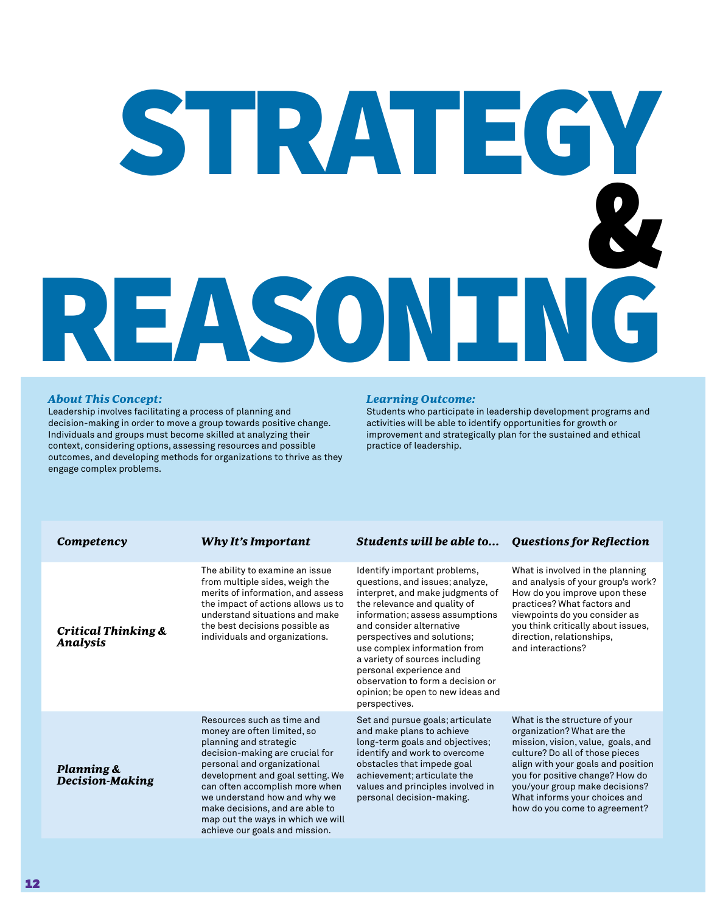# STRATEGY & REASONING

### *About This Concept:*

Leadership involves facilitating a process of planning and decision-making in order to move a group towards positive change. Individuals and groups must become skilled at analyzing their context, considering options, assessing resources and possible outcomes, and developing methods for organizations to thrive as they engage complex problems.

### *Learning Outcome:*

Students who participate in leadership development programs and activities will be able to identify opportunities for growth or improvement and strategically plan for the sustained and ethical practice of leadership.

| *Competency* | *Why It's Important* | *Students will be able to...* | *Questions for Reflection* |
|---|---|---|---|
| ***Critical Thinking & Analysis*** | The ability to examine an issue from multiple sides, weigh the merits of information, and assess the impact of actions allows us to understand situations and make the best decisions possible as individuals and organizations. | Identify important problems, questions, and issues; analyze, interpret, and make judgments of the relevance and quality of information; assess assumptions and consider alternative perspectives and solutions; use complex information from a variety of sources including personal experience and observation to form a decision or opinion; be open to new ideas and perspectives. | What is involved in the planning and analysis of your group's work? How do you improve upon these practices? What factors and viewpoints do you consider as you think critically about issues, direction, relationships, and interactions? |
| ***Planning & Decision-Making*** | Resources such as time and money are often limited, so planning and strategic decision-making are crucial for personal and organizational development and goal setting. We can often accomplish more when we understand how and why we make decisions, and are able to map out the ways in which we will achieve our goals and mission. | Set and pursue goals; articulate and make plans to achieve long-term goals and objectives; identify and work to overcome obstacles that impede goal achievement; articulate the values and principles involved in personal decision-making. | What is the structure of your organization? What are the mission, vision, value, goals, and culture? Do all of those pieces align with your goals and position you for positive change? How do you/your group make decisions? What informs your choices and how do you come to agreement? |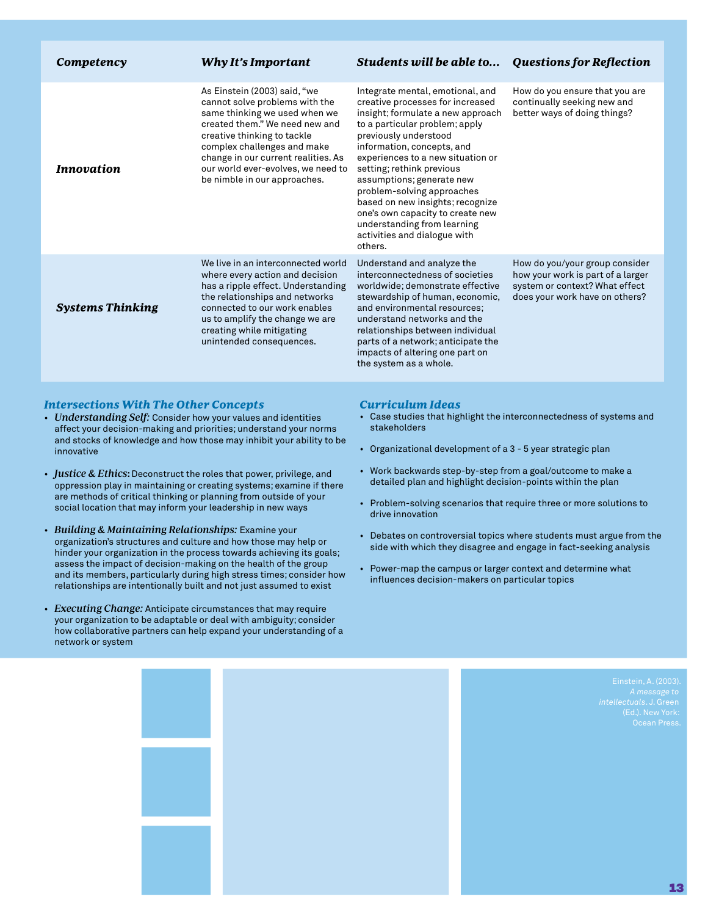| *Competency* | *Why It's Important* | *Students will be able to...* | *Questions for Reflection* |
|---|---|---|---|
| ***Innovation*** | As Einstein (2003) said, "we cannot solve problems with the same thinking we used when we created them." We need new and creative thinking to tackle complex challenges and make change in our current realities. As our world ever-evolves, we need to be nimble in our approaches. | Integrate mental, emotional, and creative processes for increased insight; formulate a new approach to a particular problem; apply previously understood information, concepts, and experiences to a new situation or setting; rethink previous assumptions; generate new problem-solving approaches based on new insights; recognize one's own capacity to create new understanding from learning activities and dialogue with others. | How do you ensure that you are continually seeking new and better ways of doing things? |
| ***Systems Thinking*** | We live in an interconnected world where every action and decision has a ripple effect. Understanding the relationships and networks connected to our work enables us to amplify the change we are creating while mitigating unintended consequences. | Understand and analyze the interconnectedness of societies worldwide; demonstrate effective stewardship of human, economic, and environmental resources; understand networks and the relationships between individual parts of a network; anticipate the impacts of altering one part on the system as a whole. | How do you/your group consider how your work is part of a larger system or context? What effect does your work have on others? |

### *Intersections With The Other Concepts*

- ***Understanding Self:*** Consider how your values and identities affect your decision-making and priorities; understand your norms and stocks of knowledge and how those may inhibit your ability to be innovative
- ***Justice & Ethics:*** Deconstruct the roles that power, privilege, and oppression play in maintaining or creating systems; examine if there are methods of critical thinking or planning from outside of your social location that may inform your leadership in new ways
- ***Building & Maintaining Relationships:*** Examine your organization's structures and culture and how those may help or hinder your organization in the process towards achieving its goals; assess the impact of decision-making on the health of the group and its members, particularly during high stress times; consider how relationships are intentionally built and not just assumed to exist
- ***Executing Change:*** Anticipate circumstances that may require your organization to be adaptable or deal with ambiguity; consider how collaborative partners can help expand your understanding of a network or system

### *Curriculum Ideas*

- Case studies that highlight the interconnectedness of systems and stakeholders
- Organizational development of a 3 - 5 year strategic plan
- Work backwards step-by-step from a goal/outcome to make a detailed plan and highlight decision-points within the plan
- Problem-solving scenarios that require three or more solutions to drive innovation
- Debates on controversial topics where students must argue from the side with which they disagree and engage in fact-seeking analysis
- Power-map the campus or larger context and determine what influences decision-makers on particular topics

Einstein, A. (2003). *A message to intellectuals*. J. Green (Ed.). New York: Ocean Press.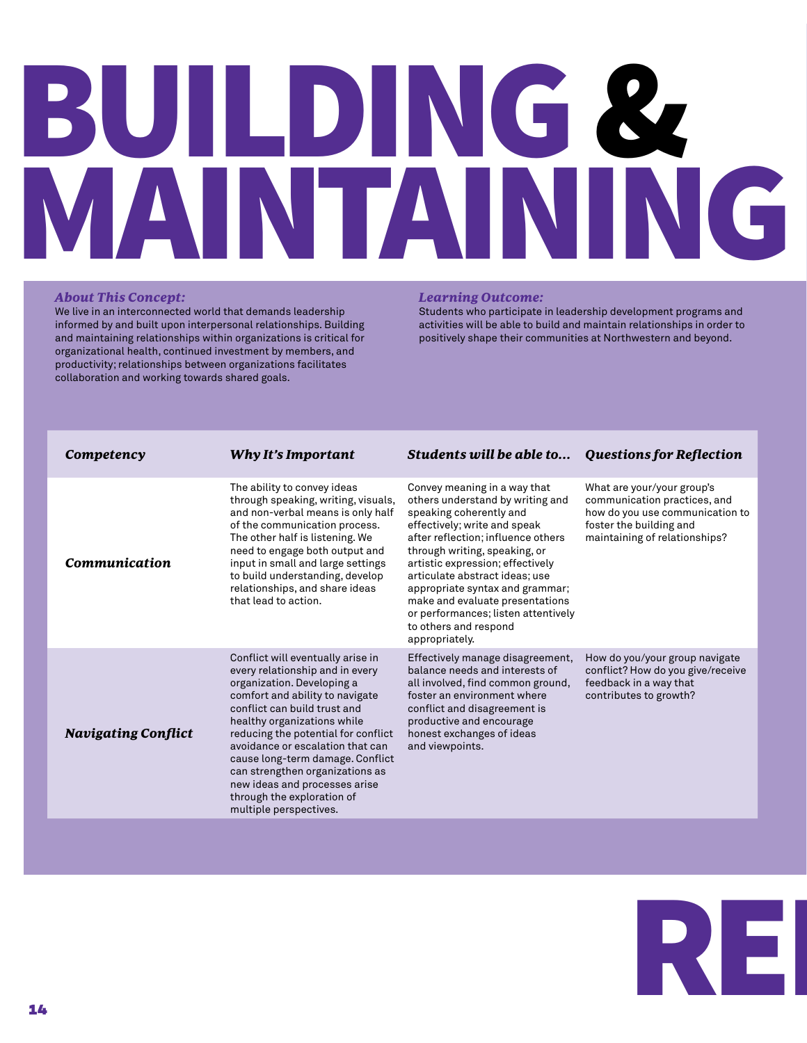# BUILDING & MAINTAINING

### *About This Concept:*

We live in an interconnected world that demands leadership informed by and built upon interpersonal relationships. Building and maintaining relationships within organizations is critical for organizational health, continued investment by members, and productivity; relationships between organizations facilitates collaboration and working towards shared goals.

### *Learning Outcome:*

Students who participate in leadership development programs and activities will be able to build and maintain relationships in order to positively shape their communities at Northwestern and beyond.

| *Competency* | *Why It's Important* | *Students will be able to...* | *Questions for Reflection* |
|---|---|---|---|
| ***Communication*** | The ability to convey ideas through speaking, writing, visuals, and non-verbal means is only half of the communication process. The other half is listening. We need to engage both output and input in small and large settings to build understanding, develop relationships, and share ideas that lead to action. | Convey meaning in a way that others understand by writing and speaking coherently and effectively; write and speak after reflection; influence others through writing, speaking, or artistic expression; effectively articulate abstract ideas; use appropriate syntax and grammar; make and evaluate presentations or performances; listen attentively to others and respond appropriately. | What are your/your group's communication practices, and how do you use communication to foster the building and maintaining of relationships? |
| ***Navigating Conflict*** | Conflict will eventually arise in every relationship and in every organization. Developing a comfort and ability to navigate conflict can build trust and healthy organizations while reducing the potential for conflict avoidance or escalation that can cause long-term damage. Conflict can strengthen organizations as new ideas and processes arise through the exploration of multiple perspectives. | Effectively manage disagreement, balance needs and interests of all involved, find common ground, foster an environment where conflict and disagreement is productive and encourage honest exchanges of ideas and viewpoints. | How do you/your group navigate conflict? How do you give/receive feedback in a way that contributes to growth? |

RE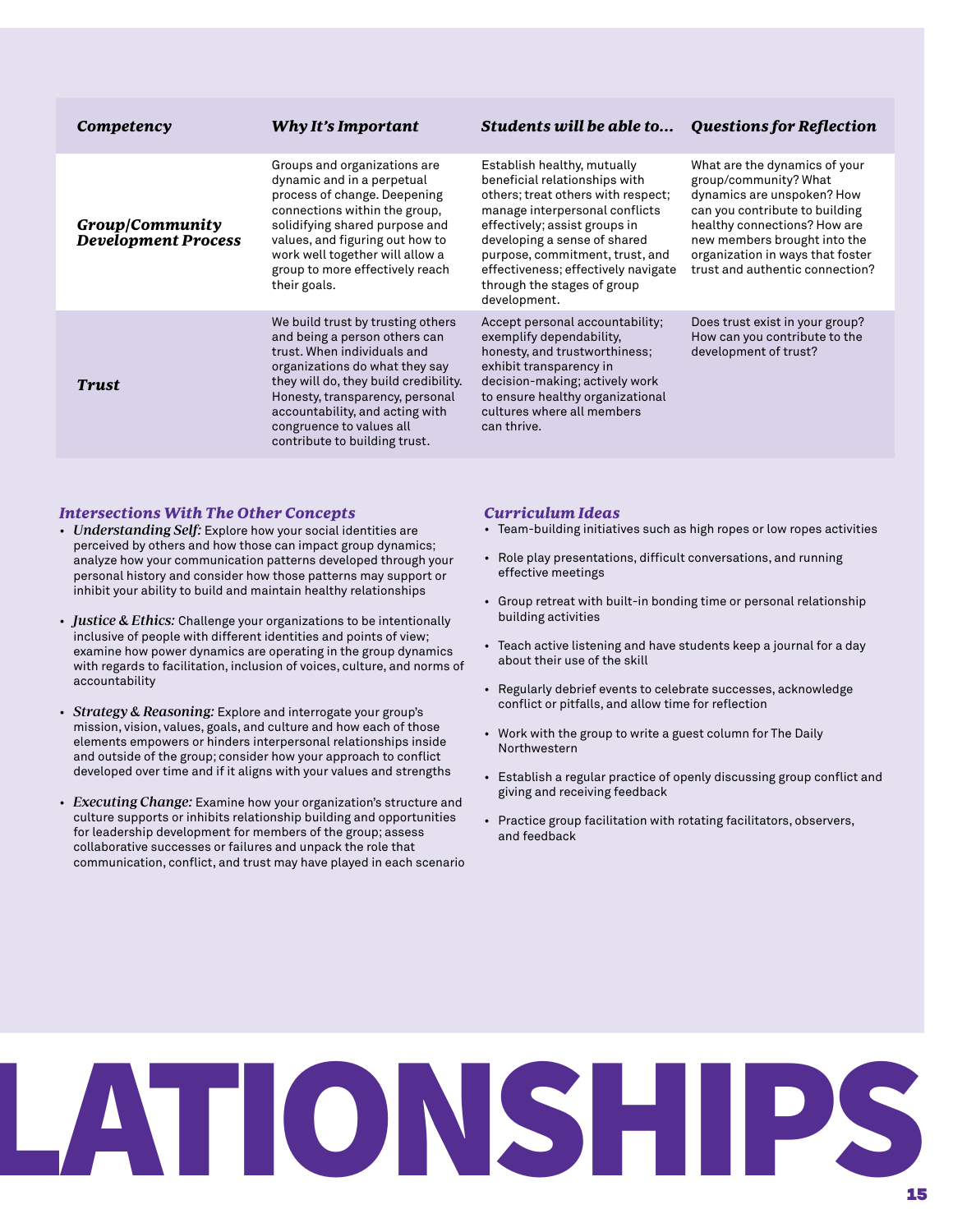| *Competency* | *Why It's Important* | *Students will be able to...* | *Questions for Reflection* |
|---|---|---|---|
| ***Group/Community Development Process*** | Groups and organizations are dynamic and in a perpetual process of change. Deepening connections within the group, solidifying shared purpose and values, and figuring out how to work well together will allow a group to more effectively reach their goals. | Establish healthy, mutually beneficial relationships with others; treat others with respect; manage interpersonal conflicts effectively; assist groups in developing a sense of shared purpose, commitment, trust, and effectiveness; effectively navigate through the stages of group development. | What are the dynamics of your group/community? What dynamics are unspoken? How can you contribute to building healthy connections? How are new members brought into the organization in ways that foster trust and authentic connection? |
| ***Trust*** | We build trust by trusting others and being a person others can trust. When individuals and organizations do what they say they will do, they build credibility. Honesty, transparency, personal accountability, and acting with congruence to values all contribute to building trust. | Accept personal accountability; exemplify dependability, honesty, and trustworthiness; exhibit transparency in decision-making; actively work to ensure healthy organizational cultures where all members can thrive. | Does trust exist in your group? How can you contribute to the development of trust? |

### *Intersections With The Other Concepts*

- ***Understanding Self:*** Explore how your social identities are perceived by others and how those can impact group dynamics; analyze how your communication patterns developed through your personal history and consider how those patterns may support or inhibit your ability to build and maintain healthy relationships
- ***Justice & Ethics:*** Challenge your organizations to be intentionally inclusive of people with different identities and points of view; examine how power dynamics are operating in the group dynamics with regards to facilitation, inclusion of voices, culture, and norms of accountability
- ***Strategy & Reasoning:*** Explore and interrogate your group's mission, vision, values, goals, and culture and how each of those elements empowers or hinders interpersonal relationships inside and outside of the group; consider how your approach to conflict developed over time and if it aligns with your values and strengths
- ***Executing Change:*** Examine how your organization's structure and culture supports or inhibits relationship building and opportunities for leadership development for members of the group; assess collaborative successes or failures and unpack the role that communication, conflict, and trust may have played in each scenario

### *Curriculum Ideas*

- Team-building initiatives such as high ropes or low ropes activities
- Role play presentations, difficult conversations, and running effective meetings
- Group retreat with built-in bonding time or personal relationship building activities
- Teach active listening and have students keep a journal for a day about their use of the skill
- Regularly debrief events to celebrate successes, acknowledge conflict or pitfalls, and allow time for reflection
- Work with the group to write a guest column for The Daily Northwestern
- Establish a regular practice of openly discussing group conflict and giving and receiving feedback
- Practice group facilitation with rotating facilitators, observers, and feedback

# LATIONSHIPS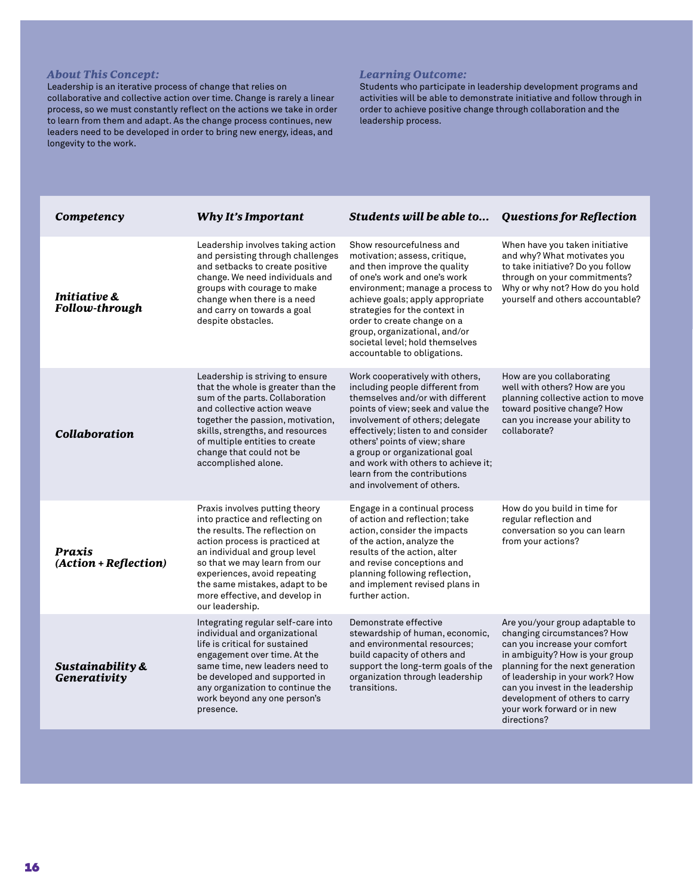### *About This Concept:*

Leadership is an iterative process of change that relies on collaborative and collective action over time. Change is rarely a linear process, so we must constantly reflect on the actions we take in order to learn from them and adapt. As the change process continues, new leaders need to be developed in order to bring new energy, ideas, and longevity to the work.

### *Learning Outcome:*

Students who participate in leadership development programs and activities will be able to demonstrate initiative and follow through in order to achieve positive change through collaboration and the leadership process.

| *Competency* | *Why It's Important* | *Students will be able to...* | *Questions for Reflection* |
|---|---|---|---|
| ***Initiative & Follow-through*** | Leadership involves taking action and persisting through challenges and setbacks to create positive change. We need individuals and groups with courage to make change when there is a need and carry on towards a goal despite obstacles. | Show resourcefulness and motivation; assess, critique, and then improve the quality of one's work and one's work environment; manage a process to achieve goals; apply appropriate strategies for the context in order to create change on a group, organizational, and/or societal level; hold themselves accountable to obligations. | When have you taken initiative and why? What motivates you to take initiative? Do you follow through on your commitments? Why or why not? How do you hold yourself and others accountable? |
| ***Collaboration*** | Leadership is striving to ensure that the whole is greater than the sum of the parts. Collaboration and collective action weave together the passion, motivation, skills, strengths, and resources of multiple entities to create change that could not be accomplished alone. | Work cooperatively with others, including people different from themselves and/or with different points of view; seek and value the involvement of others; delegate effectively; listen to and consider others' points of view; share a group or organizational goal and work with others to achieve it; learn from the contributions and involvement of others. | How are you collaborating well with others? How are you planning collective action to move toward positive change? How can you increase your ability to collaborate? |
| ***Praxis (Action + Reflection)*** | Praxis involves putting theory into practice and reflecting on the results. The reflection on action process is practiced at an individual and group level so that we may learn from our experiences, avoid repeating the same mistakes, adapt to be more effective, and develop in our leadership. | Engage in a continual process of action and reflection; take action, consider the impacts of the action, analyze the results of the action, alter and revise conceptions and planning following reflection, and implement revised plans in further action. | How do you build in time for regular reflection and conversation so you can learn from your actions? |
| ***Sustainability & Generativity*** | Integrating regular self-care into individual and organizational life is critical for sustained engagement over time. At the same time, new leaders need to be developed and supported in any organization to continue the work beyond any one person's presence. | Demonstrate effective stewardship of human, economic, and environmental resources; build capacity of others and support the long-term goals of the organization through leadership transitions. | Are you/your group adaptable to changing circumstances? How can you increase your comfort in ambiguity? How is your group planning for the next generation of leadership in your work? How can you invest in the leadership development of others to carry your work forward or in new directions? |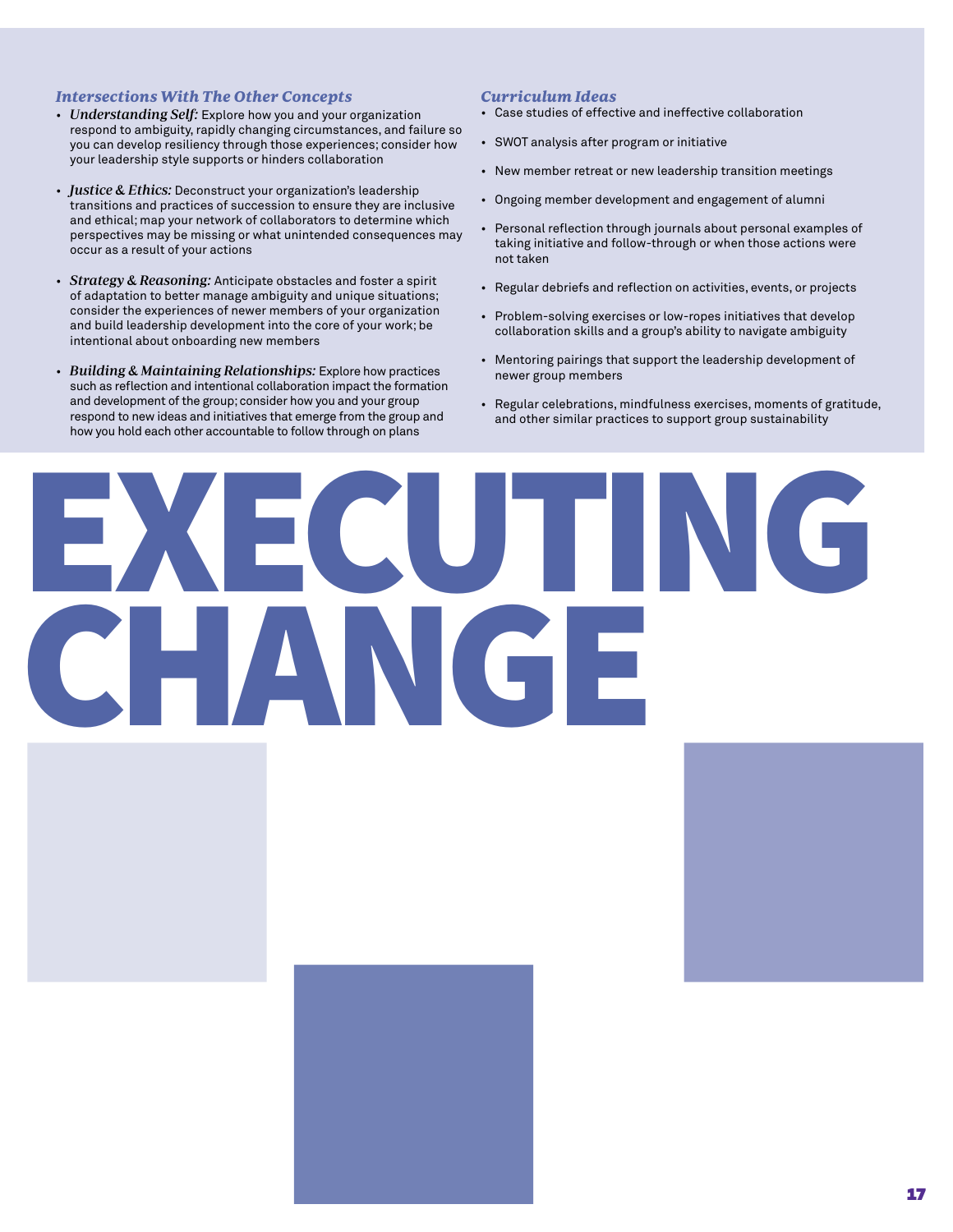### *Intersections With The Other Concepts*

- ***Understanding Self:*** Explore how you and your organization respond to ambiguity, rapidly changing circumstances, and failure so you can develop resiliency through those experiences; consider how your leadership style supports or hinders collaboration
- ***Justice & Ethics:*** Deconstruct your organization's leadership transitions and practices of succession to ensure they are inclusive and ethical; map your network of collaborators to determine which perspectives may be missing or what unintended consequences may occur as a result of your actions
- ***Strategy & Reasoning:*** Anticipate obstacles and foster a spirit of adaptation to better manage ambiguity and unique situations; consider the experiences of newer members of your organization and build leadership development into the core of your work; be intentional about onboarding new members
- ***Building & Maintaining Relationships:*** Explore how practices such as reflection and intentional collaboration impact the formation and development of the group; consider how you and your group respond to new ideas and initiatives that emerge from the group and how you hold each other accountable to follow through on plans

### *Curriculum Ideas*

- Case studies of effective and ineffective collaboration
- SWOT analysis after program or initiative
- New member retreat or new leadership transition meetings
- Ongoing member development and engagement of alumni
- Personal reflection through journals about personal examples of taking initiative and follow-through or when those actions were not taken
- Regular debriefs and reflection on activities, events, or projects
- Problem-solving exercises or low-ropes initiatives that develop collaboration skills and a group's ability to navigate ambiguity
- Mentoring pairings that support the leadership development of newer group members
- Regular celebrations, mindfulness exercises, moments of gratitude, and other similar practices to support group sustainability

# EXECUTING CHANGE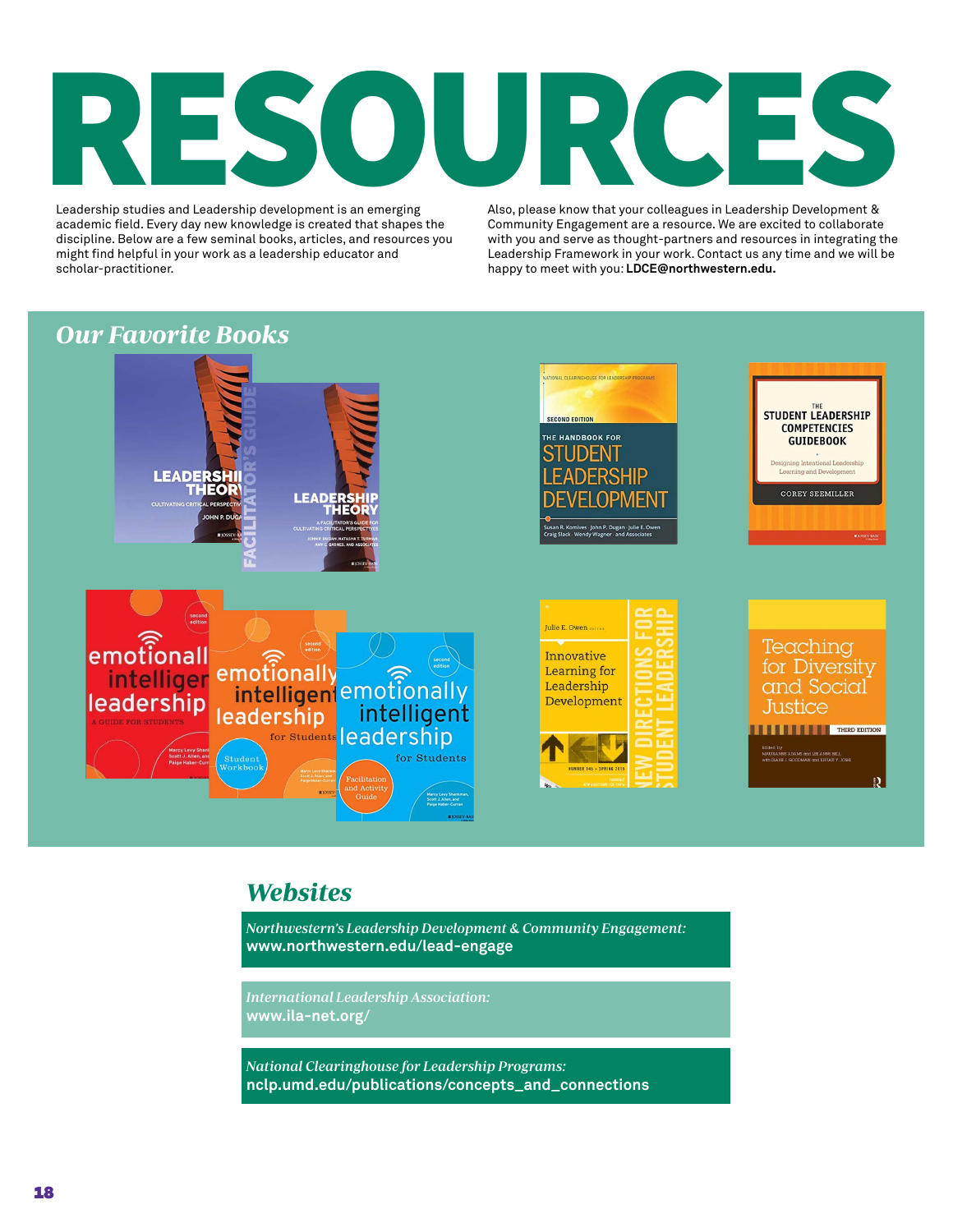# RESOURCES

Leadership studies and Leadership development is an emerging academic field. Every day new knowledge is created that shapes the discipline. Below are a few seminal books, articles, and resources you might find helpful in your work as a leadership educator and scholar-practitioner.

Also, please know that your colleagues in Leadership Development & Community Engagement are a resource. We are excited to collaborate with you and serve as thought-partners and resources in integrating the Leadership Framework in your work. Contact us any time and we will be happy to meet with you: **LDCE@northwestern.edu.**

## *Our Favorite Books*

## *Websites*

*Northwestern's Leadership Development & Community Engagement:*
**www.northwestern.edu/lead-engage**

*International Leadership Association:*
**www.ila-net.org/**

*National Clearinghouse for Leadership Programs:*
**nclp.umd.edu/publications/concepts_and_connections**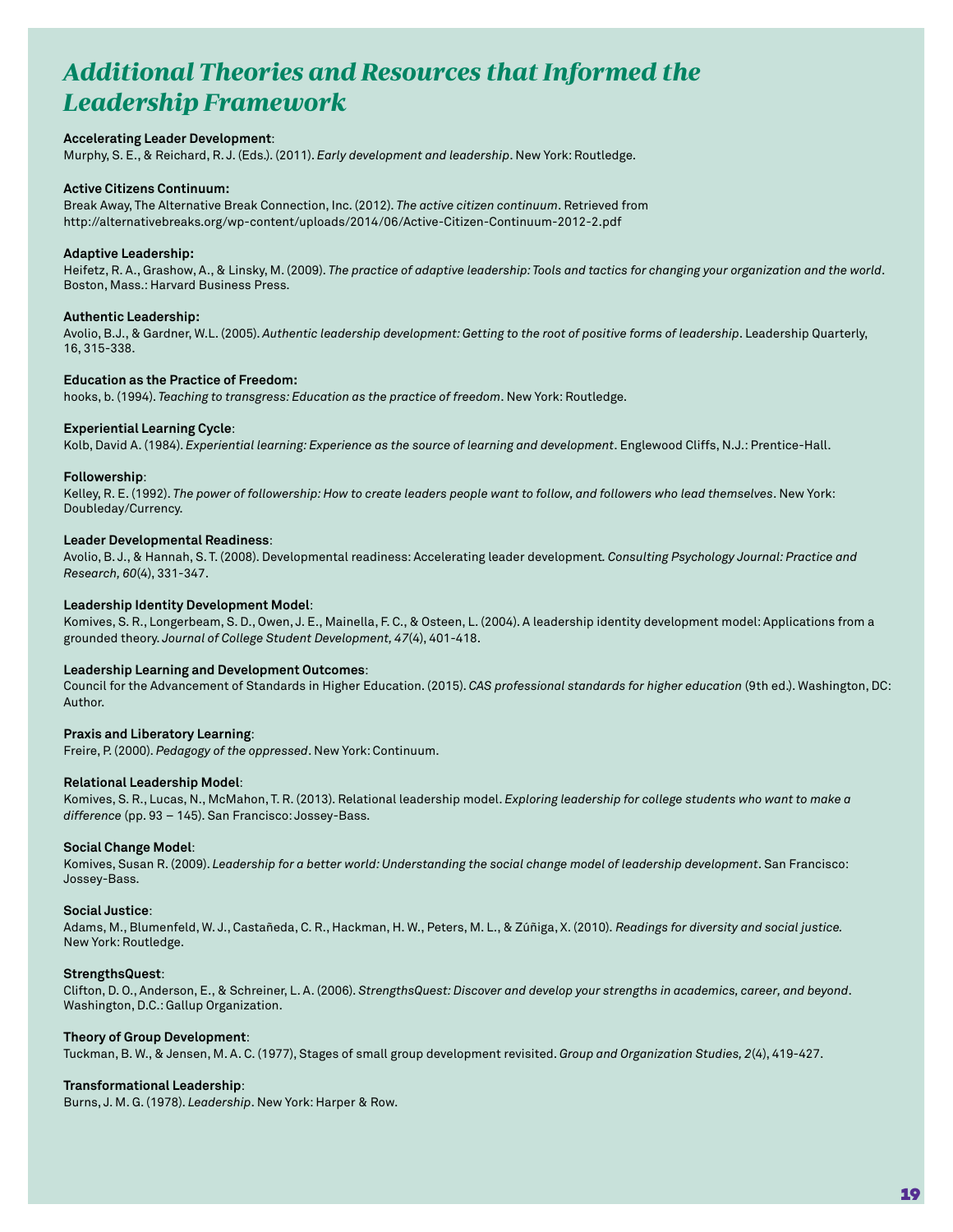# *Additional Theories and Resources that Informed the Leadership Framework*

**Accelerating Leader Development**:
Murphy, S. E., & Reichard, R. J. (Eds.). (2011). *Early development and leadership*. New York: Routledge.

**Active Citizens Continuum:**
Break Away, The Alternative Break Connection, Inc. (2012). *The active citizen continuum*. Retrieved from http://alternativebreaks.org/wp-content/uploads/2014/06/Active-Citizen-Continuum-2012-2.pdf

**Adaptive Leadership:**
Heifetz, R. A., Grashow, A., & Linsky, M. (2009). *The practice of adaptive leadership: Tools and tactics for changing your organization and the world*. Boston, Mass.: Harvard Business Press.

**Authentic Leadership:**
Avolio, B.J., & Gardner, W.L. (2005). *Authentic leadership development: Getting to the root of positive forms of leadership*. Leadership Quarterly, 16, 315-338.

**Education as the Practice of Freedom:**
hooks, b. (1994). *Teaching to transgress: Education as the practice of freedom*. New York: Routledge.

**Experiential Learning Cycle**:
Kolb, David A. (1984). *Experiential learning: Experience as the source of learning and development*. Englewood Cliffs, N.J.: Prentice-Hall.

**Followership**:
Kelley, R. E. (1992). *The power of followership: How to create leaders people want to follow, and followers who lead themselves*. New York: Doubleday/Currency.

**Leader Developmental Readiness**:
Avolio, B. J., & Hannah, S. T. (2008). Developmental readiness: Accelerating leader development. *Consulting Psychology Journal: Practice and Research, 60*(4), 331-347.

**Leadership Identity Development Model**:
Komives, S. R., Longerbeam, S. D., Owen, J. E., Mainella, F. C., & Osteen, L. (2004). A leadership identity development model: Applications from a grounded theory. *Journal of College Student Development, 47*(4), 401-418.

**Leadership Learning and Development Outcomes**:
Council for the Advancement of Standards in Higher Education. (2015). *CAS professional standards for higher education* (9th ed.). Washington, DC: Author.

**Praxis and Liberatory Learning**:
Freire, P. (2000). *Pedagogy of the oppressed*. New York: Continuum.

**Relational Leadership Model**:
Komives, S. R., Lucas, N., McMahon, T. R. (2013). Relational leadership model. *Exploring leadership for college students who want to make a difference* (pp. 93 – 145). San Francisco: Jossey-Bass.

**Social Change Model**:
Komives, Susan R. (2009). *Leadership for a better world: Understanding the social change model of leadership development*. San Francisco: Jossey-Bass.

**Social Justice**:
Adams, M., Blumenfeld, W. J., Castañeda, C. R., Hackman, H. W., Peters, M. L., & Zúñiga, X. (2010). *Readings for diversity and social justice.* New York: Routledge.

**StrengthsQuest**:
Clifton, D. O., Anderson, E., & Schreiner, L. A. (2006). *StrengthsQuest: Discover and develop your strengths in academics, career, and beyond*. Washington, D.C.: Gallup Organization.

**Theory of Group Development**:
Tuckman, B. W., & Jensen, M. A. C. (1977), Stages of small group development revisited. *Group and Organization Studies, 2*(4), 419-427.

**Transformational Leadership**:
Burns, J. M. G. (1978). *Leadership*. New York: Harper & Row.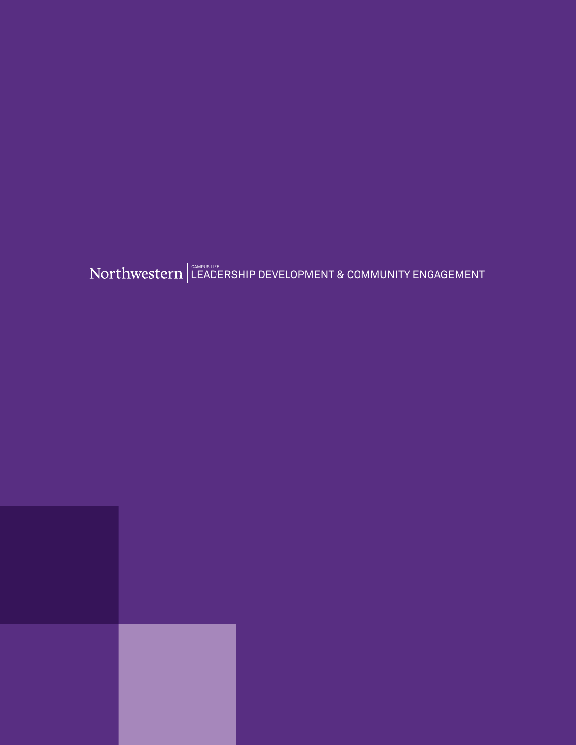Northwestern | CAMPUS LIFE LEADERSHIP DEVELOPMENT & COMMUNITY ENGAGEMENT